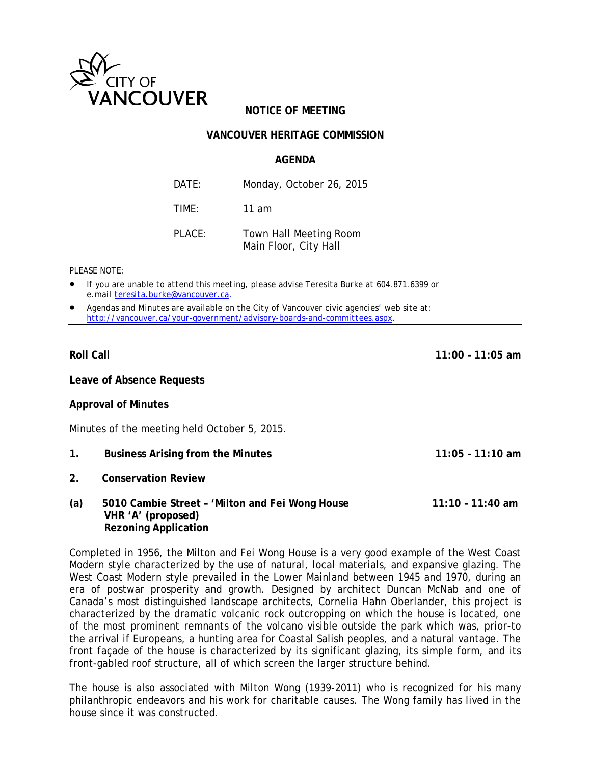CITY OF VANCOUVER

**NOTICE OF MEETING**

**VANCOUVER HERITAGE COMMISSION**

**AGENDA**

| | |
|---|---|
| DATE: | Monday, October 26, 2015 |
| TIME: | 11 am |
| PLACE: | Town Hall Meeting Room<br>Main Floor, City Hall |

PLEASE NOTE:

- If you are unable to attend this meeting, please advise Teresita Burke at 604.871.6399 or e.mail [teresita.burke@vancouver.ca](mailto:teresita.burke@vancouver.ca).
- Agendas and Minutes are available on the City of Vancouver civic agencies' web site at: [http://vancouver.ca/your-government/advisory-boards-and-committees.aspx](http://vancouver.ca/your-government/advisory-boards-and-committees.aspx).

---

**Roll Call** 11:00 – 11:05 am

**Leave of Absence Requests**

**Approval of Minutes**

Minutes of the meeting held October 5, 2015.

**1. Business Arising from the Minutes** 11:05 – 11:10 am

**2. Conservation Review**

**(a) 5010 Cambie Street – 'Milton and Fei Wong House** 11:10 – 11:40 am
**VHR 'A' (proposed)**
**Rezoning Application**

Completed in 1956, the Milton and Fei Wong House is a very good example of the West Coast Modern style characterized by the use of natural, local materials, and expansive glazing. The West Coast Modern style prevailed in the Lower Mainland between 1945 and 1970, during an era of postwar prosperity and growth. Designed by architect Duncan McNab and one of Canada's most distinguished landscape architects, Cornelia Hahn Oberlander, this project is characterized by the dramatic volcanic rock outcropping on which the house is located, one of the most prominent remnants of the volcano visible outside the park which was, prior-to the arrival if Europeans, a hunting area for Coastal Salish peoples, and a natural vantage. The front façade of the house is characterized by its significant glazing, its simple form, and its front-gabled roof structure, all of which screen the larger structure behind.

The house is also associated with Milton Wong (1939-2011) who is recognized for his many philanthropic endeavors and his work for charitable causes. The Wong family has lived in the house since it was constructed.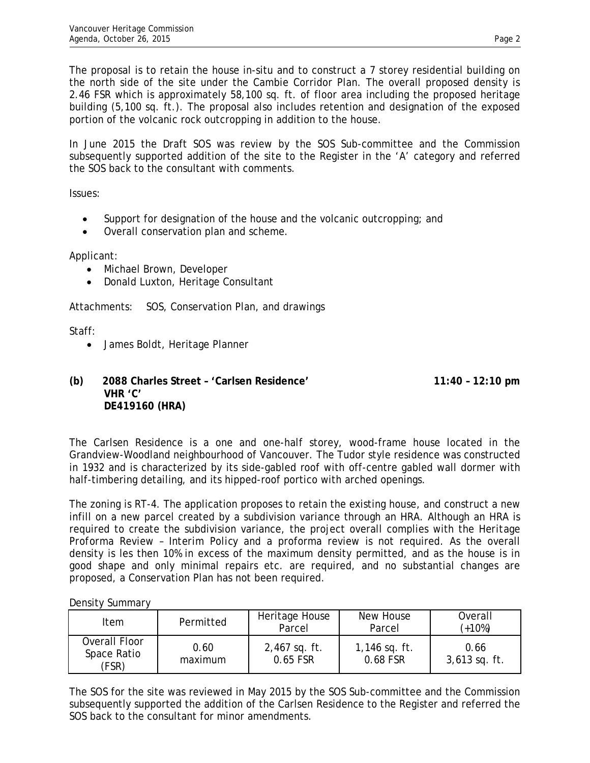The proposal is to retain the house in-situ and to construct a 7 storey residential building on the north side of the site under the Cambie Corridor Plan. The overall proposed density is 2.46 FSR which is approximately 58,100 sq. ft. of floor area including the proposed heritage building (5,100 sq. ft.). The proposal also includes retention and designation of the exposed portion of the volcanic rock outcropping in addition to the house.

In June 2015 the Draft SOS was review by the SOS Sub-committee and the Commission subsequently supported addition of the site to the Register in the 'A' category and referred the SOS back to the consultant with comments.

Issues:

- Support for designation of the house and the volcanic outcropping; and
- Overall conservation plan and scheme.

Applicant:

- Michael Brown, Developer
- Donald Luxton, Heritage Consultant

Attachments: SOS, Conservation Plan, and drawings

Staff:

- James Boldt, Heritage Planner

**(b) 2088 Charles Street – 'Carlsen Residence'** **11:40 – 12:10 pm**
**VHR 'C'**
**DE419160 (HRA)**

The Carlsen Residence is a one and one-half storey, wood-frame house located in the Grandview-Woodland neighbourhood of Vancouver. The Tudor style residence was constructed in 1932 and is characterized by its side-gabled roof with off-centre gabled wall dormer with half-timbering detailing, and its hipped-roof portico with arched openings.

The zoning is RT-4. The application proposes to retain the existing house, and construct a new infill on a new parcel created by a subdivision variance through an HRA. Although an HRA is required to create the subdivision variance, the project overall complies with the Heritage Proforma Review – Interim Policy and a proforma review is not required. As the overall density is les then 10% in excess of the maximum density permitted, and as the house is in good shape and only minimal repairs etc. are required, and no substantial changes are proposed, a Conservation Plan has not been required.

Density Summary

| Item | Permitted | Heritage House Parcel | New House Parcel | Overall (+10%) |
|---|---|---|---|---|
| Overall Floor Space Ratio (FSR) | 0.60 maximum | 2,467 sq. ft. 0.65 FSR | 1,146 sq. ft. 0.68 FSR | 0.66 3,613 sq. ft. |

The SOS for the site was reviewed in May 2015 by the SOS Sub-committee and the Commission subsequently supported the addition of the Carlsen Residence to the Register and referred the SOS back to the consultant for minor amendments.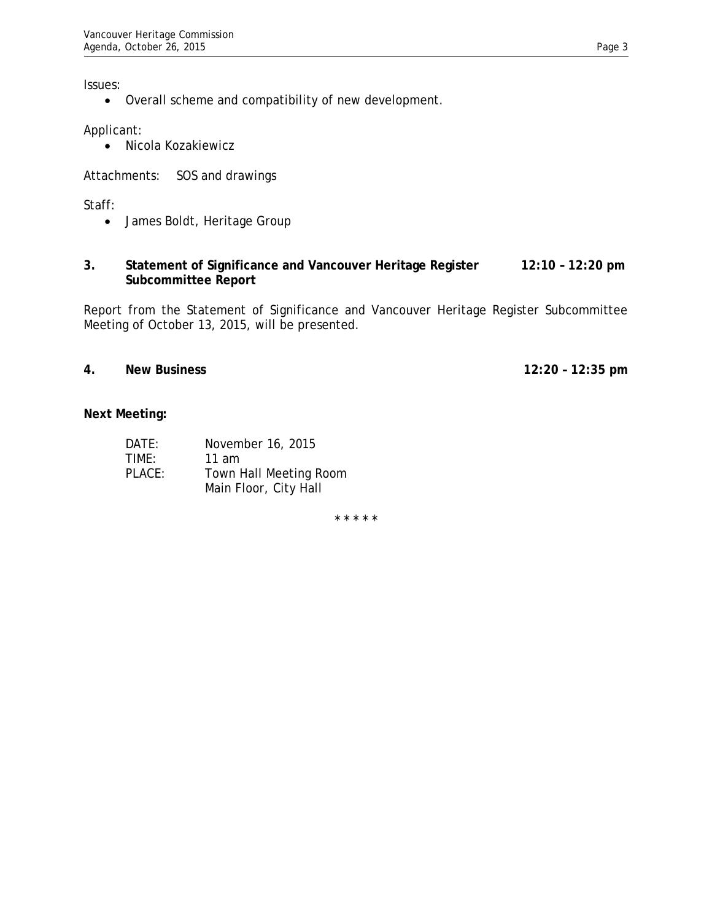Issues:

- Overall scheme and compatibility of new development.

Applicant:

- Nicola Kozakiewicz

Attachments: SOS and drawings

Staff:

- James Boldt, Heritage Group

**3. Statement of Significance and Vancouver Heritage Register Subcommittee Report** **12:10 – 12:20 pm**

Report from the Statement of Significance and Vancouver Heritage Register Subcommittee Meeting of October 13, 2015, will be presented.

**4. New Business** **12:20 – 12:35 pm**

**Next Meeting:**

| | |
|---|---|
| DATE: | November 16, 2015 |
| TIME: | 11 am |
| PLACE: | Town Hall Meeting Room<br>Main Floor, City Hall |

\* \* \* \* \*